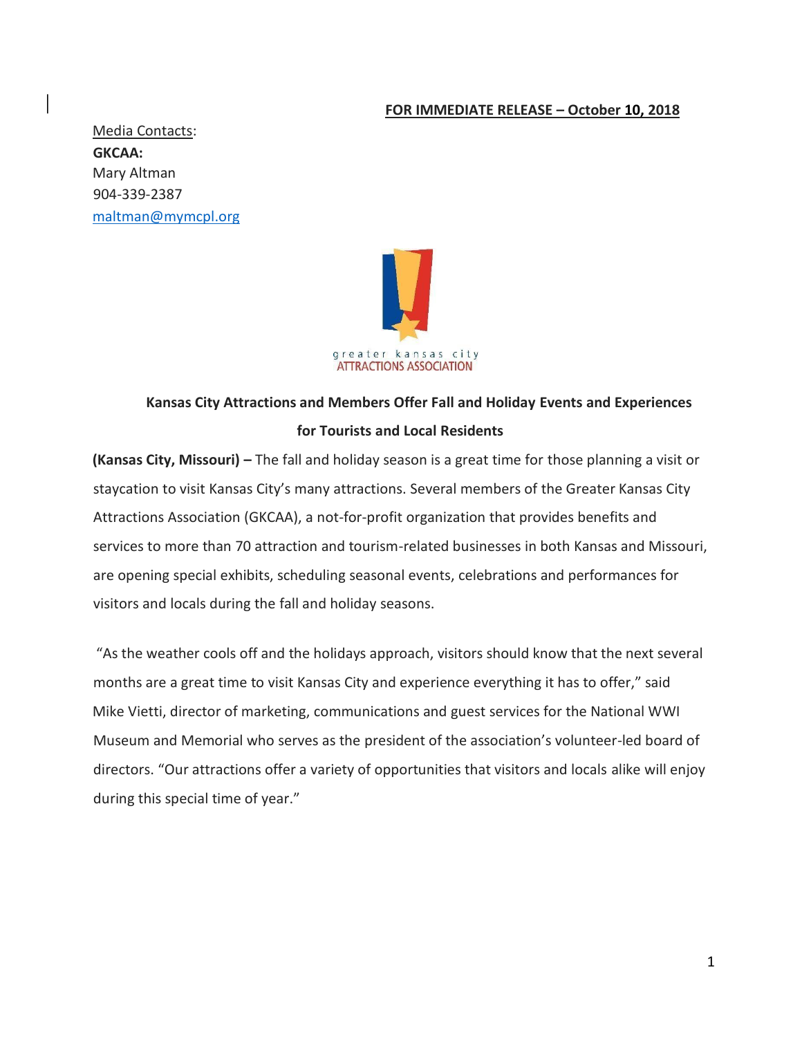**FOR IMMEDIATE RELEASE – October 10, 2018**

Media Contacts:
**GKCAA:**
Mary Altman
904-339-2387
maltman@mymcpl.org

greater kansas city
ATTRACTIONS ASSOCIATION

## Kansas City Attractions and Members Offer Fall and Holiday Events and Experiences for Tourists and Local Residents

**(Kansas City, Missouri) –** The fall and holiday season is a great time for those planning a visit or staycation to visit Kansas City's many attractions. Several members of the Greater Kansas City Attractions Association (GKCAA), a not-for-profit organization that provides benefits and services to more than 70 attraction and tourism-related businesses in both Kansas and Missouri, are opening special exhibits, scheduling seasonal events, celebrations and performances for visitors and locals during the fall and holiday seasons.

"As the weather cools off and the holidays approach, visitors should know that the next several months are a great time to visit Kansas City and experience everything it has to offer," said Mike Vietti, director of marketing, communications and guest services for the National WWI Museum and Memorial who serves as the president of the association's volunteer-led board of directors. "Our attractions offer a variety of opportunities that visitors and locals alike will enjoy during this special time of year."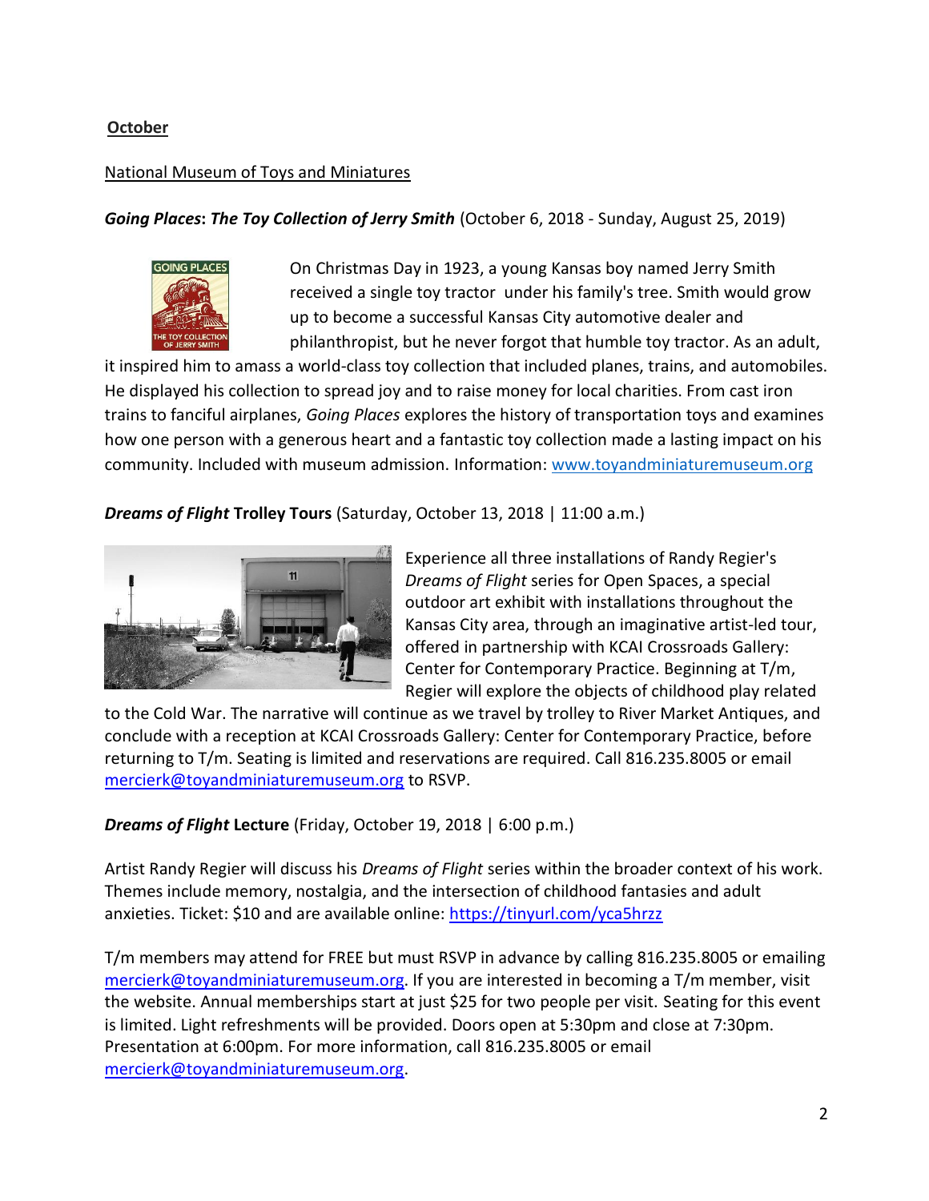## October

National Museum of Toys and Miniatures

***Going Places*: *The Toy Collection of Jerry Smith*** (October 6, 2018 - Sunday, August 25, 2019)

On Christmas Day in 1923, a young Kansas boy named Jerry Smith received a single toy tractor under his family's tree. Smith would grow up to become a successful Kansas City automotive dealer and philanthropist, but he never forgot that humble toy tractor. As an adult, it inspired him to amass a world-class toy collection that included planes, trains, and automobiles. He displayed his collection to spread joy and to raise money for local charities. From cast iron trains to fanciful airplanes, *Going Places* explores the history of transportation toys and examines how one person with a generous heart and a fantastic toy collection made a lasting impact on his community. Included with museum admission. Information: www.toyandminiaturemuseum.org

***Dreams of Flight* Trolley Tours** (Saturday, October 13, 2018 | 11:00 a.m.)

Experience all three installations of Randy Regier's *Dreams of Flight* series for Open Spaces, a special outdoor art exhibit with installations throughout the Kansas City area, through an imaginative artist-led tour, offered in partnership with KCAI Crossroads Gallery: Center for Contemporary Practice. Beginning at T/m, Regier will explore the objects of childhood play related to the Cold War. The narrative will continue as we travel by trolley to River Market Antiques, and conclude with a reception at KCAI Crossroads Gallery: Center for Contemporary Practice, before returning to T/m. Seating is limited and reservations are required. Call 816.235.8005 or email mercierk@toyandminiaturemuseum.org to RSVP.

***Dreams of Flight* Lecture** (Friday, October 19, 2018 | 6:00 p.m.)

Artist Randy Regier will discuss his *Dreams of Flight* series within the broader context of his work. Themes include memory, nostalgia, and the intersection of childhood fantasies and adult anxieties. Ticket: $10 and are available online: https://tinyurl.com/yca5hrzz

T/m members may attend for FREE but must RSVP in advance by calling 816.235.8005 or emailing mercierk@toyandminiaturemuseum.org. If you are interested in becoming a T/m member, visit the website. Annual memberships start at just $25 for two people per visit. Seating for this event is limited. Light refreshments will be provided. Doors open at 5:30pm and close at 7:30pm. Presentation at 6:00pm. For more information, call 816.235.8005 or email mercierk@toyandminiaturemuseum.org.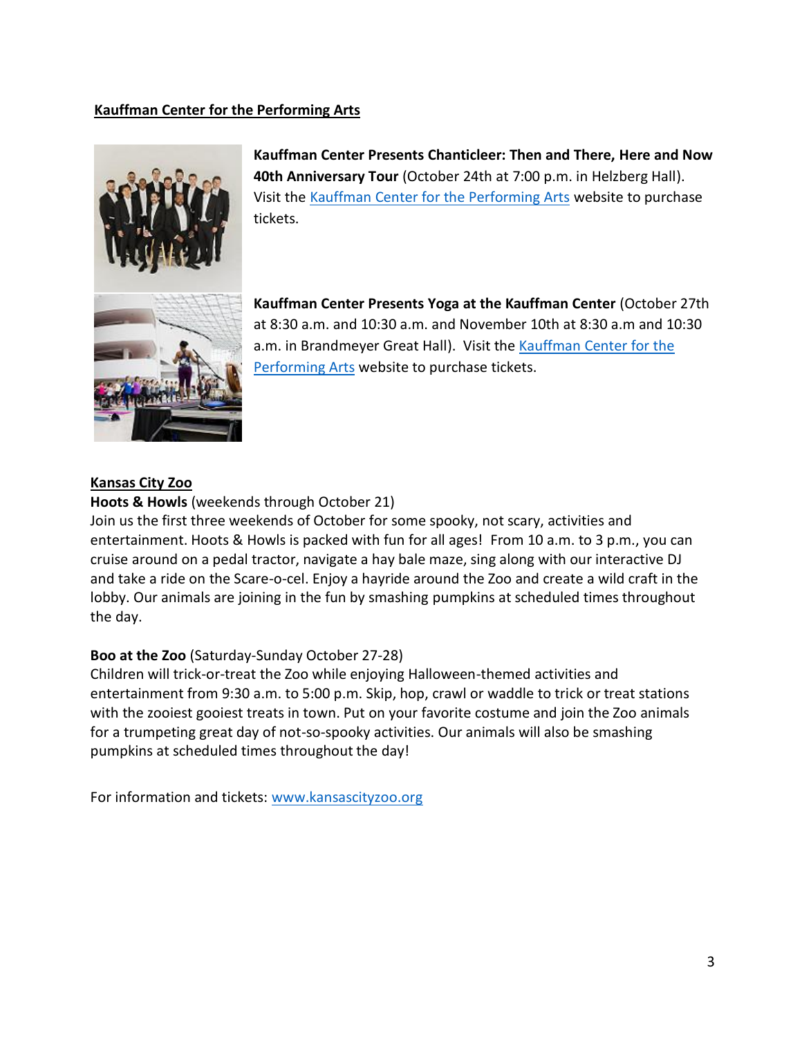**Kauffman Center for the Performing Arts**

**Kauffman Center Presents Chanticleer: Then and There, Here and Now 40th Anniversary Tour** (October 24th at 7:00 p.m. in Helzberg Hall). Visit the Kauffman Center for the Performing Arts website to purchase tickets.

**Kauffman Center Presents Yoga at the Kauffman Center** (October 27th at 8:30 a.m. and 10:30 a.m. and November 10th at 8:30 a.m and 10:30 a.m. in Brandmeyer Great Hall). Visit the Kauffman Center for the Performing Arts website to purchase tickets.

**Kansas City Zoo**

**Hoots & Howls** (weekends through October 21)
Join us the first three weekends of October for some spooky, not scary, activities and entertainment. Hoots & Howls is packed with fun for all ages! From 10 a.m. to 3 p.m., you can cruise around on a pedal tractor, navigate a hay bale maze, sing along with our interactive DJ and take a ride on the Scare-o-cel. Enjoy a hayride around the Zoo and create a wild craft in the lobby. Our animals are joining in the fun by smashing pumpkins at scheduled times throughout the day.

**Boo at the Zoo** (Saturday-Sunday October 27-28)
Children will trick-or-treat the Zoo while enjoying Halloween-themed activities and entertainment from 9:30 a.m. to 5:00 p.m. Skip, hop, crawl or waddle to trick or treat stations with the zooiest gooiest treats in town. Put on your favorite costume and join the Zoo animals for a trumpeting great day of not-so-spooky activities. Our animals will also be smashing pumpkins at scheduled times throughout the day!

For information and tickets: www.kansascityzoo.org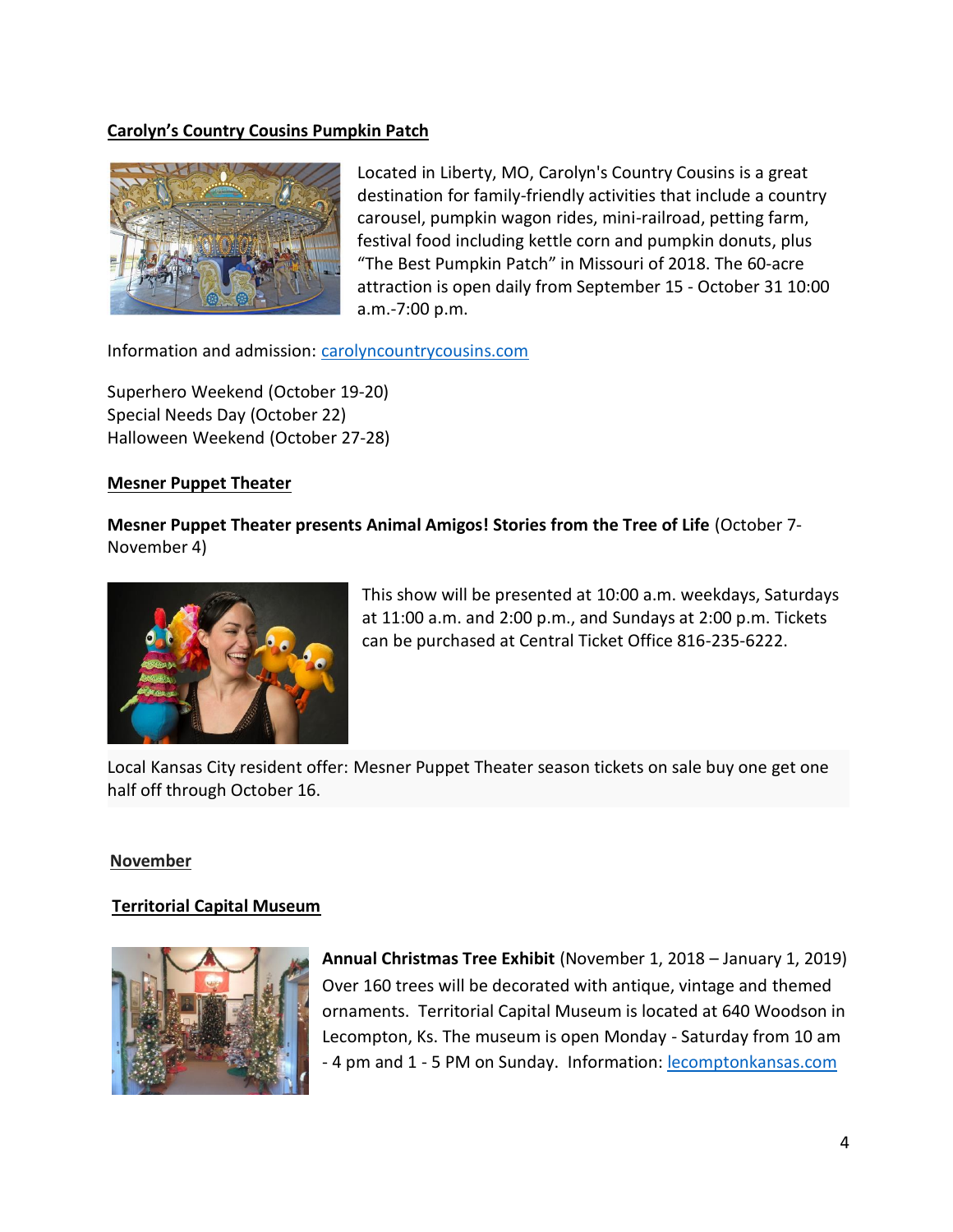**Carolyn's Country Cousins Pumpkin Patch**

Located in Liberty, MO, Carolyn's Country Cousins is a great destination for family-friendly activities that include a country carousel, pumpkin wagon rides, mini-railroad, petting farm, festival food including kettle corn and pumpkin donuts, plus "The Best Pumpkin Patch" in Missouri of 2018. The 60-acre attraction is open daily from September 15 - October 31 10:00 a.m.-7:00 p.m.

Information and admission: carolyncountrycousins.com

Superhero Weekend (October 19-20)
Special Needs Day (October 22)
Halloween Weekend (October 27-28)

**Mesner Puppet Theater**

**Mesner Puppet Theater presents Animal Amigos! Stories from the Tree of Life** (October 7-November 4)

This show will be presented at 10:00 a.m. weekdays, Saturdays at 11:00 a.m. and 2:00 p.m., and Sundays at 2:00 p.m. Tickets can be purchased at Central Ticket Office 816-235-6222.

Local Kansas City resident offer: Mesner Puppet Theater season tickets on sale buy one get one half off through October 16.

**November**

**Territorial Capital Museum**

**Annual Christmas Tree Exhibit** (November 1, 2018 – January 1, 2019) Over 160 trees will be decorated with antique, vintage and themed ornaments. Territorial Capital Museum is located at 640 Woodson in Lecompton, Ks. The museum is open Monday - Saturday from 10 am - 4 pm and 1 - 5 PM on Sunday. Information: lecomptonkansas.com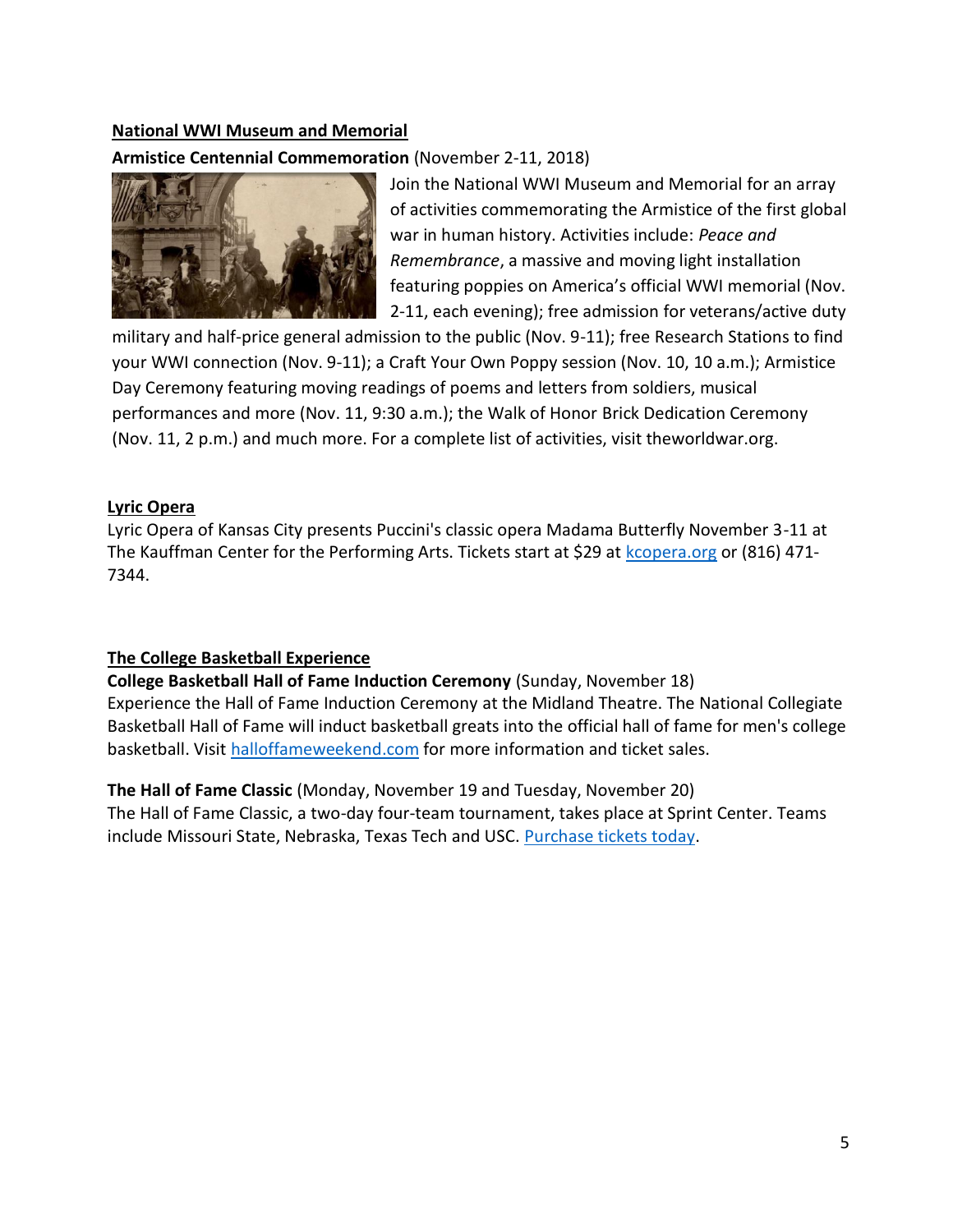**National WWI Museum and Memorial**

**Armistice Centennial Commemoration** (November 2-11, 2018)

Join the National WWI Museum and Memorial for an array of activities commemorating the Armistice of the first global war in human history. Activities include: *Peace and Remembrance*, a massive and moving light installation featuring poppies on America's official WWI memorial (Nov. 2-11, each evening); free admission for veterans/active duty military and half-price general admission to the public (Nov. 9-11); free Research Stations to find your WWI connection (Nov. 9-11); a Craft Your Own Poppy session (Nov. 10, 10 a.m.); Armistice Day Ceremony featuring moving readings of poems and letters from soldiers, musical performances and more (Nov. 11, 9:30 a.m.); the Walk of Honor Brick Dedication Ceremony (Nov. 11, 2 p.m.) and much more. For a complete list of activities, visit theworldwar.org.

**Lyric Opera**

Lyric Opera of Kansas City presents Puccini's classic opera Madama Butterfly November 3-11 at The Kauffman Center for the Performing Arts. Tickets start at $29 at kcopera.org or (816) 471-7344.

**The College Basketball Experience**

**College Basketball Hall of Fame Induction Ceremony** (Sunday, November 18)
Experience the Hall of Fame Induction Ceremony at the Midland Theatre. The National Collegiate Basketball Hall of Fame will induct basketball greats into the official hall of fame for men's college basketball. Visit halloffameweekend.com for more information and ticket sales.

**The Hall of Fame Classic** (Monday, November 19 and Tuesday, November 20)
The Hall of Fame Classic, a two-day four-team tournament, takes place at Sprint Center. Teams include Missouri State, Nebraska, Texas Tech and USC. Purchase tickets today.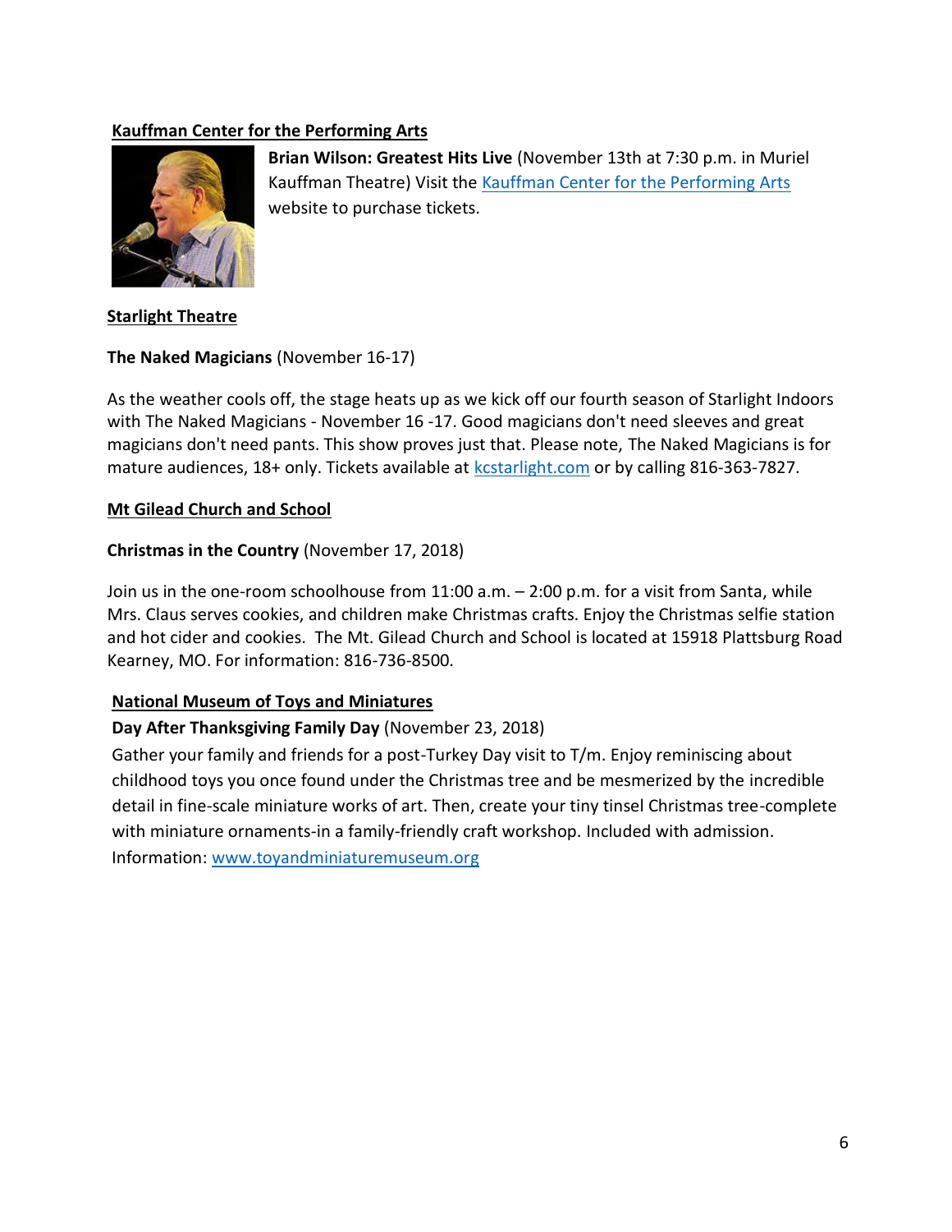**Kauffman Center for the Performing Arts**

**Brian Wilson: Greatest Hits Live** (November 13th at 7:30 p.m. in Muriel Kauffman Theatre) Visit the Kauffman Center for the Performing Arts website to purchase tickets.

**Starlight Theatre**

**The Naked Magicians** (November 16-17)

As the weather cools off, the stage heats up as we kick off our fourth season of Starlight Indoors with The Naked Magicians - November 16 -17. Good magicians don't need sleeves and great magicians don't need pants. This show proves just that. Please note, The Naked Magicians is for mature audiences, 18+ only. Tickets available at kcstarlight.com or by calling 816-363-7827.

**Mt Gilead Church and School**

**Christmas in the Country** (November 17, 2018)

Join us in the one-room schoolhouse from 11:00 a.m. – 2:00 p.m. for a visit from Santa, while Mrs. Claus serves cookies, and children make Christmas crafts. Enjoy the Christmas selfie station and hot cider and cookies. The Mt. Gilead Church and School is located at 15918 Plattsburg Road Kearney, MO. For information: 816-736-8500.

**National Museum of Toys and Miniatures**

**Day After Thanksgiving Family Day** (November 23, 2018)

Gather your family and friends for a post-Turkey Day visit to T/m. Enjoy reminiscing about childhood toys you once found under the Christmas tree and be mesmerized by the incredible detail in fine-scale miniature works of art. Then, create your tiny tinsel Christmas tree-complete with miniature ornaments-in a family-friendly craft workshop. Included with admission. Information: www.toyandminiaturemuseum.org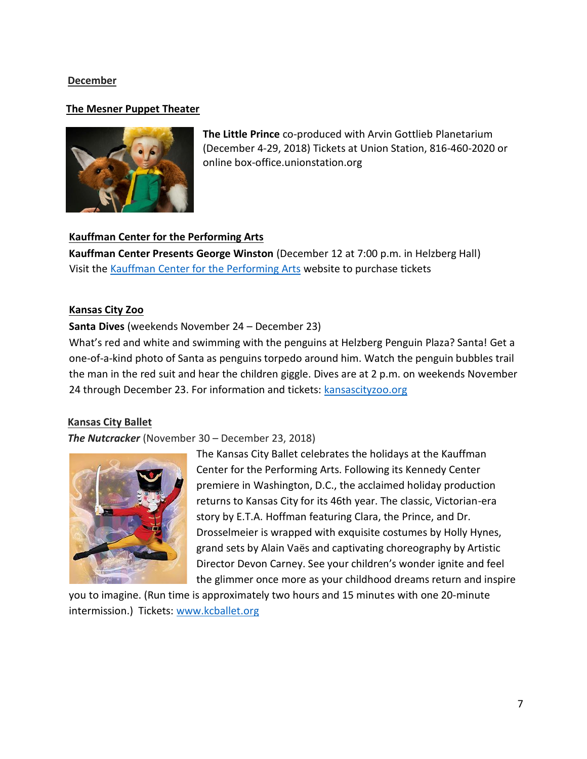## December

### The Mesner Puppet Theater

**The Little Prince** co-produced with Arvin Gottlieb Planetarium (December 4-29, 2018) Tickets at Union Station, 816-460-2020 or online box-office.unionstation.org

### Kauffman Center for the Performing Arts

**Kauffman Center Presents George Winston** (December 12 at 7:00 p.m. in Helzberg Hall)
Visit the [Kauffman Center for the Performing Arts] website to purchase tickets

### Kansas City Zoo

**Santa Dives** (weekends November 24 – December 23)
What's red and white and swimming with the penguins at Helzberg Penguin Plaza? Santa! Get a one-of-a-kind photo of Santa as penguins torpedo around him. Watch the penguin bubbles trail the man in the red suit and hear the children giggle. Dives are at 2 p.m. on weekends November 24 through December 23. For information and tickets: kansascityzoo.org

### Kansas City Ballet

***The Nutcracker*** (November 30 – December 23, 2018)
The Kansas City Ballet celebrates the holidays at the Kauffman Center for the Performing Arts. Following its Kennedy Center premiere in Washington, D.C., the acclaimed holiday production returns to Kansas City for its 46th year. The classic, Victorian-era story by E.T.A. Hoffman featuring Clara, the Prince, and Dr. Drosselmeier is wrapped with exquisite costumes by Holly Hynes, grand sets by Alain Vaës and captivating choreography by Artistic Director Devon Carney. See your children's wonder ignite and feel the glimmer once more as your childhood dreams return and inspire you to imagine. (Run time is approximately two hours and 15 minutes with one 20-minute intermission.) Tickets: www.kcballet.org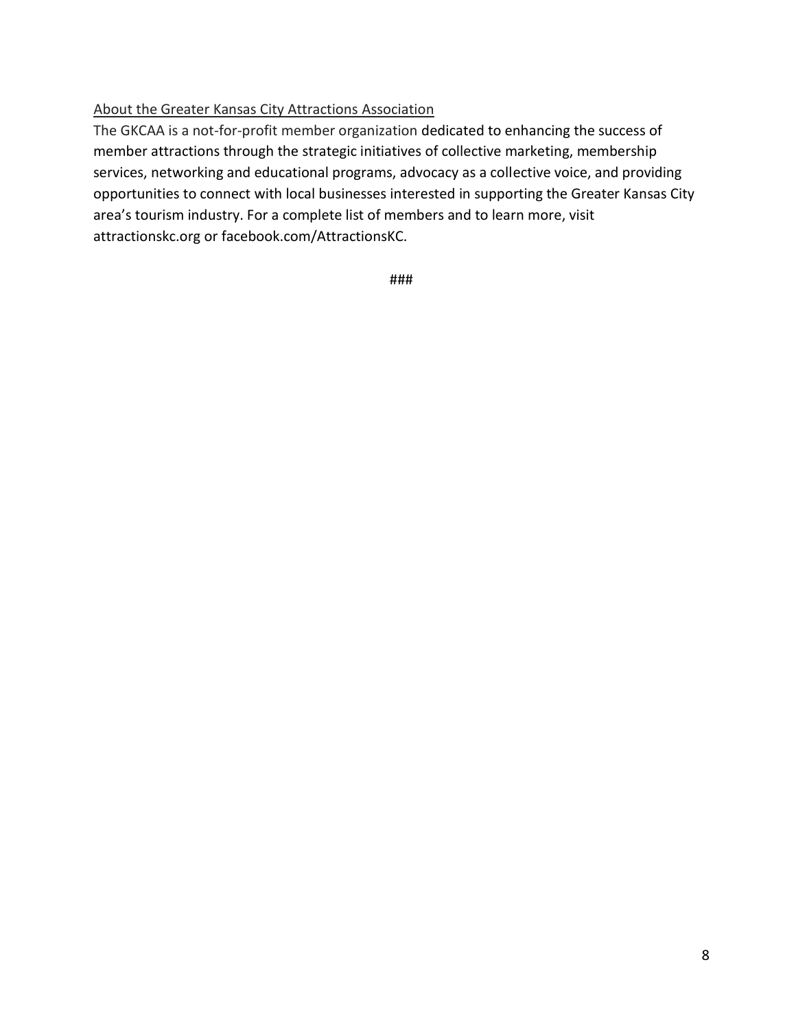<u>About the Greater Kansas City Attractions Association</u>

The GKCAA is a not-for-profit member organization dedicated to enhancing the success of member attractions through the strategic initiatives of collective marketing, membership services, networking and educational programs, advocacy as a collective voice, and providing opportunities to connect with local businesses interested in supporting the Greater Kansas City area's tourism industry. For a complete list of members and to learn more, visit attractionskc.org or facebook.com/AttractionsKC.

###